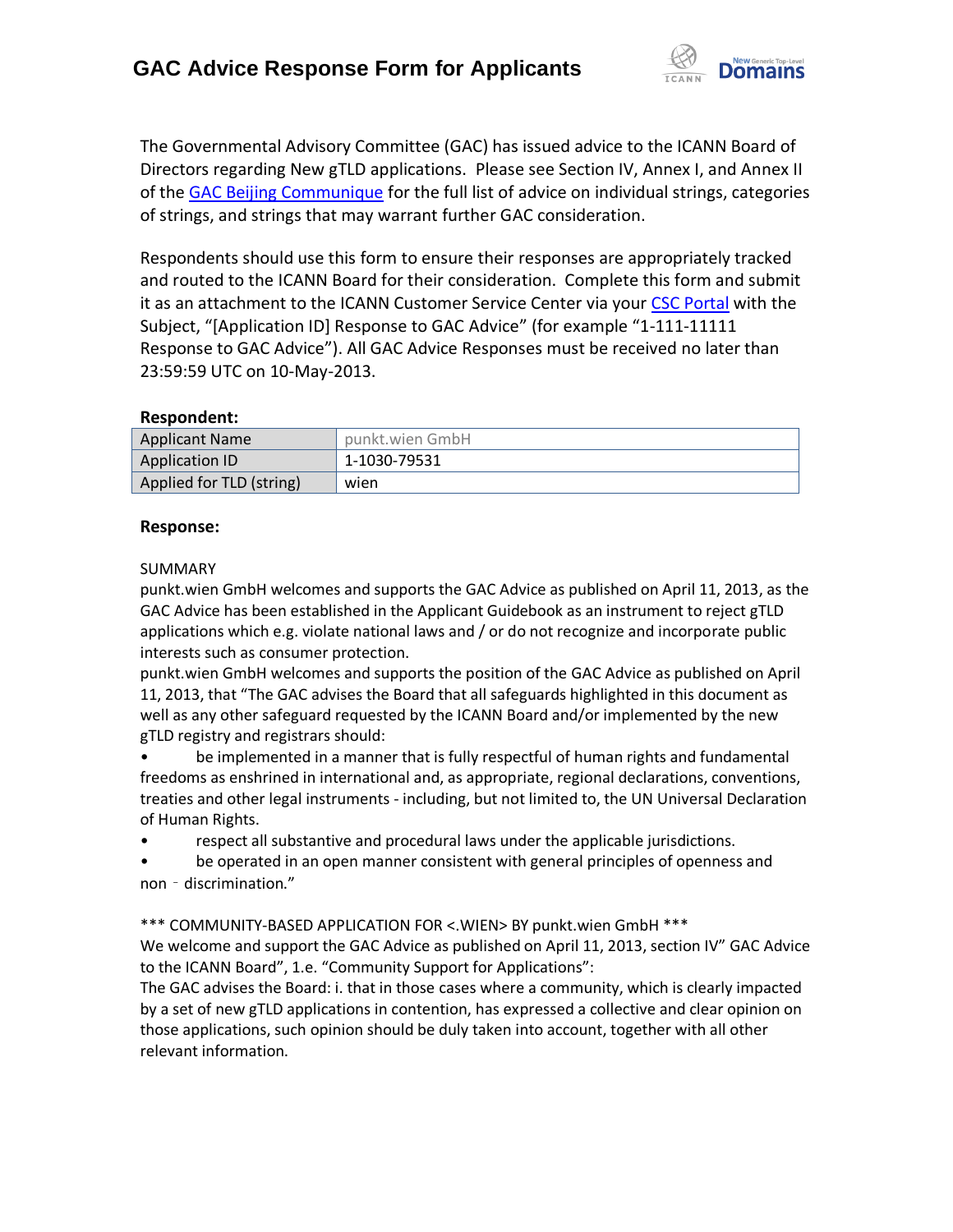# GAC Advice Response Form for Applicants

The Governmental Advisory Committee (GAC) has issued advice to the ICANN Board of Directors regarding New gTLD applications. Please see Section IV, Annex I, and Annex II of the GAC Beijing Communique for the full list of advice on individual strings, categories of strings, and strings that may warrant further GAC consideration.

Respondents should use this form to ensure their responses are appropriately tracked and routed to the ICANN Board for their consideration. Complete this form and submit it as an attachment to the ICANN Customer Service Center via your CSC Portal with the Subject, "[Application ID] Response to GAC Advice" (for example "1-111-11111 Response to GAC Advice"). All GAC Advice Responses must be received no later than 23:59:59 UTC on 10-May-2013.

**Respondent:**

| Applicant Name | punkt.wien GmbH |
|---|---|
| Application ID | 1-1030-79531 |
| Applied for TLD (string) | wien |

**Response:**

SUMMARY

punkt.wien GmbH welcomes and supports the GAC Advice as published on April 11, 2013, as the GAC Advice has been established in the Applicant Guidebook as an instrument to reject gTLD applications which e.g. violate national laws and / or do not recognize and incorporate public interests such as consumer protection.

punkt.wien GmbH welcomes and supports the position of the GAC Advice as published on April 11, 2013, that "The GAC advises the Board that all safeguards highlighted in this document as well as any other safeguard requested by the ICANN Board and/or implemented by the new gTLD registry and registrars should:

- be implemented in a manner that is fully respectful of human rights and fundamental freedoms as enshrined in international and, as appropriate, regional declarations, conventions, treaties and other legal instruments - including, but not limited to, the UN Universal Declaration of Human Rights.
- respect all substantive and procedural laws under the applicable jurisdictions.
- be operated in an open manner consistent with general principles of openness and non‐discrimination."

*** COMMUNITY-BASED APPLICATION FOR <.WIEN> BY punkt.wien GmbH ***

We welcome and support the GAC Advice as published on April 11, 2013, section IV" GAC Advice to the ICANN Board", 1.e. "Community Support for Applications":

The GAC advises the Board: i. that in those cases where a community, which is clearly impacted by a set of new gTLD applications in contention, has expressed a collective and clear opinion on those applications, such opinion should be duly taken into account, together with all other relevant information.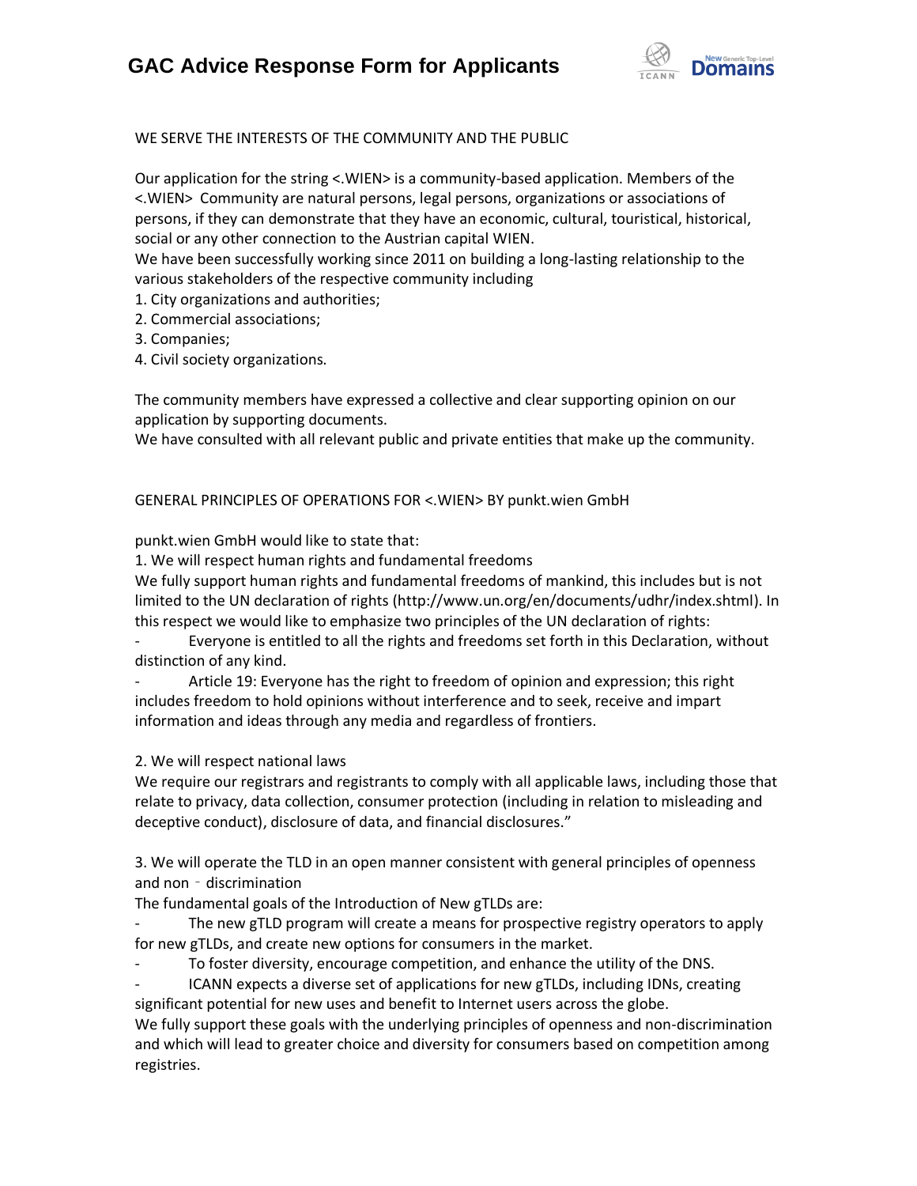WE SERVE THE INTERESTS OF THE COMMUNITY AND THE PUBLIC

Our application for the string <.WIEN> is a community-based application. Members of the <.WIEN> Community are natural persons, legal persons, organizations or associations of persons, if they can demonstrate that they have an economic, cultural, touristical, historical, social or any other connection to the Austrian capital WIEN.
We have been successfully working since 2011 on building a long-lasting relationship to the various stakeholders of the respective community including

1. City organizations and authorities;
2. Commercial associations;
3. Companies;
4. Civil society organizations.

The community members have expressed a collective and clear supporting opinion on our application by supporting documents.
We have consulted with all relevant public and private entities that make up the community.

GENERAL PRINCIPLES OF OPERATIONS FOR <.WIEN> BY punkt.wien GmbH

punkt.wien GmbH would like to state that:

1. We will respect human rights and fundamental freedoms

We fully support human rights and fundamental freedoms of mankind, this includes but is not limited to the UN declaration of rights (http://www.un.org/en/documents/udhr/index.shtml). In this respect we would like to emphasize two principles of the UN declaration of rights:

- Everyone is entitled to all the rights and freedoms set forth in this Declaration, without distinction of any kind.
- Article 19: Everyone has the right to freedom of opinion and expression; this right includes freedom to hold opinions without interference and to seek, receive and impart information and ideas through any media and regardless of frontiers.

2. We will respect national laws

We require our registrars and registrants to comply with all applicable laws, including those that relate to privacy, data collection, consumer protection (including in relation to misleading and deceptive conduct), disclosure of data, and financial disclosures."

3. We will operate the TLD in an open manner consistent with general principles of openness and non‐discrimination

The fundamental goals of the Introduction of New gTLDs are:

- The new gTLD program will create a means for prospective registry operators to apply for new gTLDs, and create new options for consumers in the market.
- To foster diversity, encourage competition, and enhance the utility of the DNS.
- ICANN expects a diverse set of applications for new gTLDs, including IDNs, creating significant potential for new uses and benefit to Internet users across the globe.

We fully support these goals with the underlying principles of openness and non-discrimination and which will lead to greater choice and diversity for consumers based on competition among registries.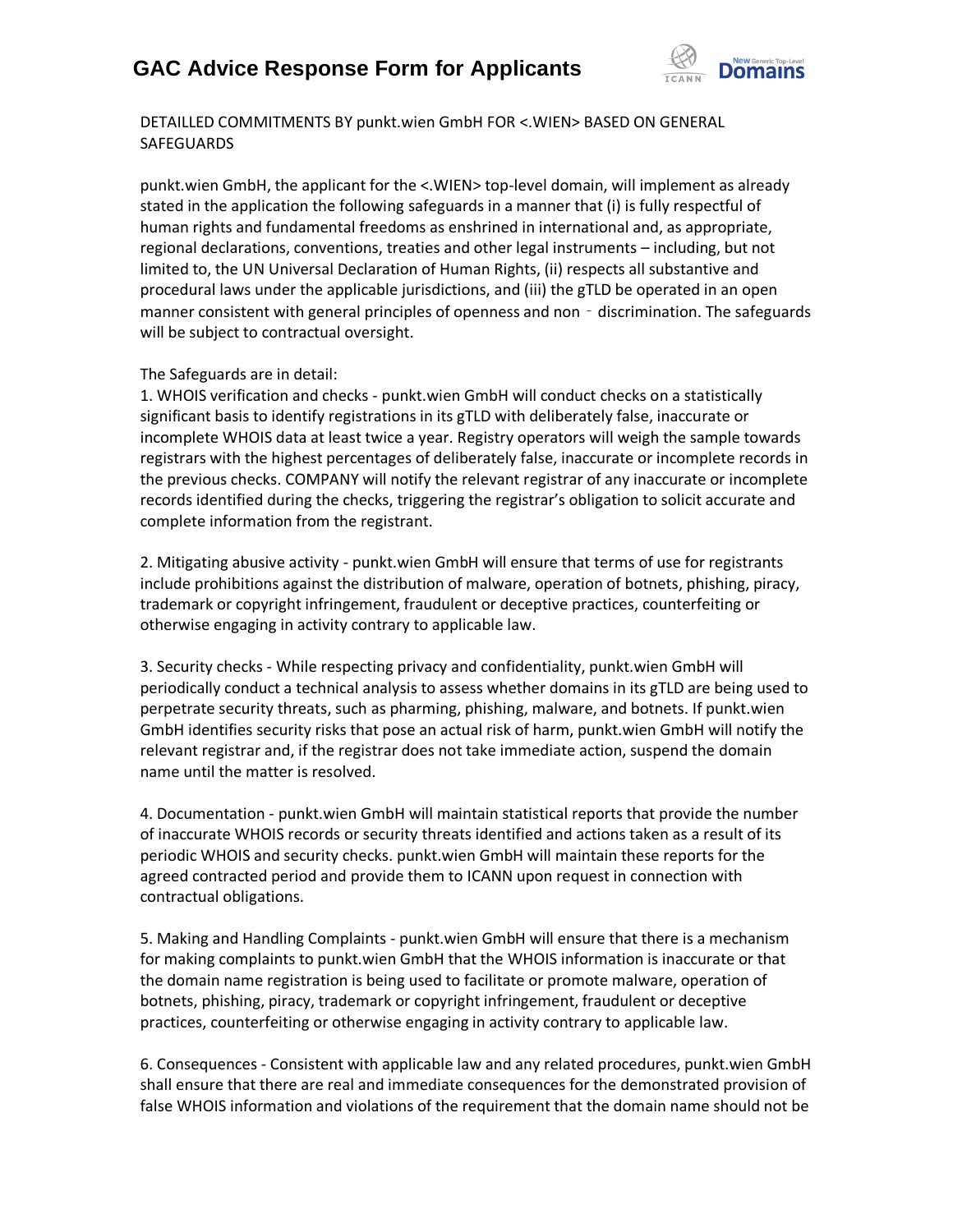DETAILLED COMMITMENTS BY punkt.wien GmbH FOR <.WIEN> BASED ON GENERAL SAFEGUARDS

punkt.wien GmbH, the applicant for the <.WIEN> top-level domain, will implement as already stated in the application the following safeguards in a manner that (i) is fully respectful of human rights and fundamental freedoms as enshrined in international and, as appropriate, regional declarations, conventions, treaties and other legal instruments – including, but not limited to, the UN Universal Declaration of Human Rights, (ii) respects all substantive and procedural laws under the applicable jurisdictions, and (iii) the gTLD be operated in an open manner consistent with general principles of openness and non‐discrimination. The safeguards will be subject to contractual oversight.

The Safeguards are in detail:

1. WHOIS verification and checks - punkt.wien GmbH will conduct checks on a statistically significant basis to identify registrations in its gTLD with deliberately false, inaccurate or incomplete WHOIS data at least twice a year. Registry operators will weigh the sample towards registrars with the highest percentages of deliberately false, inaccurate or incomplete records in the previous checks. COMPANY will notify the relevant registrar of any inaccurate or incomplete records identified during the checks, triggering the registrar's obligation to solicit accurate and complete information from the registrant.

2. Mitigating abusive activity - punkt.wien GmbH will ensure that terms of use for registrants include prohibitions against the distribution of malware, operation of botnets, phishing, piracy, trademark or copyright infringement, fraudulent or deceptive practices, counterfeiting or otherwise engaging in activity contrary to applicable law.

3. Security checks - While respecting privacy and confidentiality, punkt.wien GmbH will periodically conduct a technical analysis to assess whether domains in its gTLD are being used to perpetrate security threats, such as pharming, phishing, malware, and botnets. If punkt.wien GmbH identifies security risks that pose an actual risk of harm, punkt.wien GmbH will notify the relevant registrar and, if the registrar does not take immediate action, suspend the domain name until the matter is resolved.

4. Documentation - punkt.wien GmbH will maintain statistical reports that provide the number of inaccurate WHOIS records or security threats identified and actions taken as a result of its periodic WHOIS and security checks. punkt.wien GmbH will maintain these reports for the agreed contracted period and provide them to ICANN upon request in connection with contractual obligations.

5. Making and Handling Complaints - punkt.wien GmbH will ensure that there is a mechanism for making complaints to punkt.wien GmbH that the WHOIS information is inaccurate or that the domain name registration is being used to facilitate or promote malware, operation of botnets, phishing, piracy, trademark or copyright infringement, fraudulent or deceptive practices, counterfeiting or otherwise engaging in activity contrary to applicable law.

6. Consequences - Consistent with applicable law and any related procedures, punkt.wien GmbH shall ensure that there are real and immediate consequences for the demonstrated provision of false WHOIS information and violations of the requirement that the domain name should not be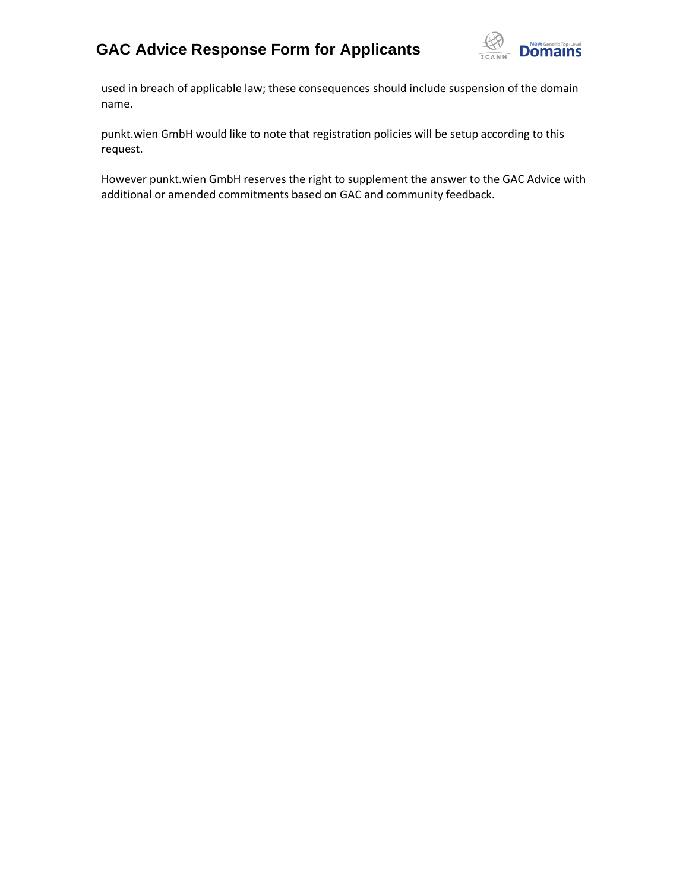used in breach of applicable law; these consequences should include suspension of the domain name.

punkt.wien GmbH would like to note that registration policies will be setup according to this request.

However punkt.wien GmbH reserves the right to supplement the answer to the GAC Advice with additional or amended commitments based on GAC and community feedback.